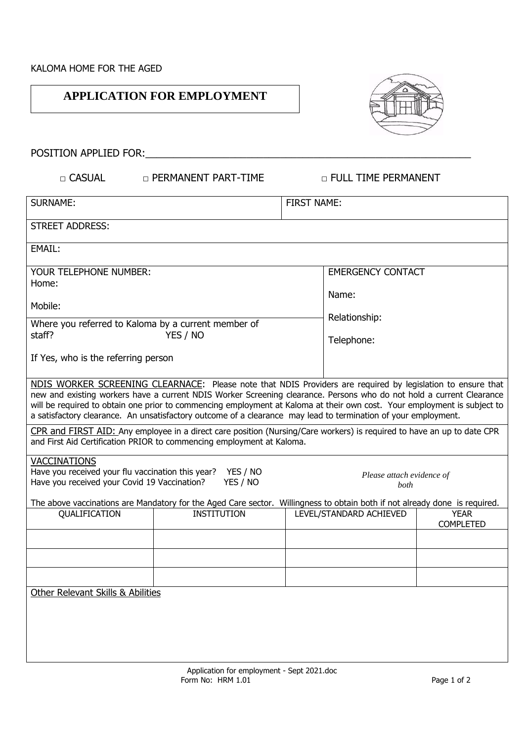KALOMA HOME FOR THE AGED

# APPLICATION FOR EMPLOYMENT

POSITION APPLIED FOR:\_\_\_\_\_\_\_\_\_\_\_\_\_\_\_\_\_\_\_\_\_\_\_\_\_\_\_\_\_\_\_\_\_\_\_\_\_\_\_\_\_\_\_\_\_\_\_\_\_\_\_\_\_\_

□ CASUAL □ PERMANENT PART-TIME □ FULL TIME PERMANENT

| SURNAME: | FIRST NAME: |
|---|---|
| STREET ADDRESS: | |
| EMAIL: | |

| YOUR TELEPHONE NUMBER:<br>Home:<br><br>Mobile: | EMERGENCY CONTACT<br><br>Name:<br><br>Relationship:<br><br>Telephone: |
|---|---|
| Where you referred to Kaloma by a current member of staff? YES / NO<br><br>If Yes, who is the referring person | |

<u>NDIS WORKER SCREENING CLEARNACE</u>: Please note that NDIS Providers are required by legislation to ensure that new and existing workers have a current NDIS Worker Screening clearance. Persons who do not hold a current Clearance will be required to obtain one prior to commencing employment at Kaloma at their own cost. Your employment is subject to a satisfactory clearance. An unsatisfactory outcome of a clearance may lead to termination of your employment.

<u>CPR and FIRST AID:</u> Any employee in a direct care position (Nursing/Care workers) is required to have an up to date CPR and First Aid Certification PRIOR to commencing employment at Kaloma.

<u>VACCINATIONS</u>
Have you received your flu vaccination this year? YES / NO
Have you received your Covid 19 Vaccination? YES / NO

*Please attach evidence of both*

The above vaccinations are Mandatory for the Aged Care sector. Willingness to obtain both if not already done is required.

| QUALIFICATION | INSTITUTION | LEVEL/STANDARD ACHIEVED | YEAR COMPLETED |
|---|---|---|---|
| | | | |
| | | | |
| | | | |

<u>Other Relevant Skills & Abilities</u>

Application for employment - Sept 2021.doc
Form No: HRM 1.01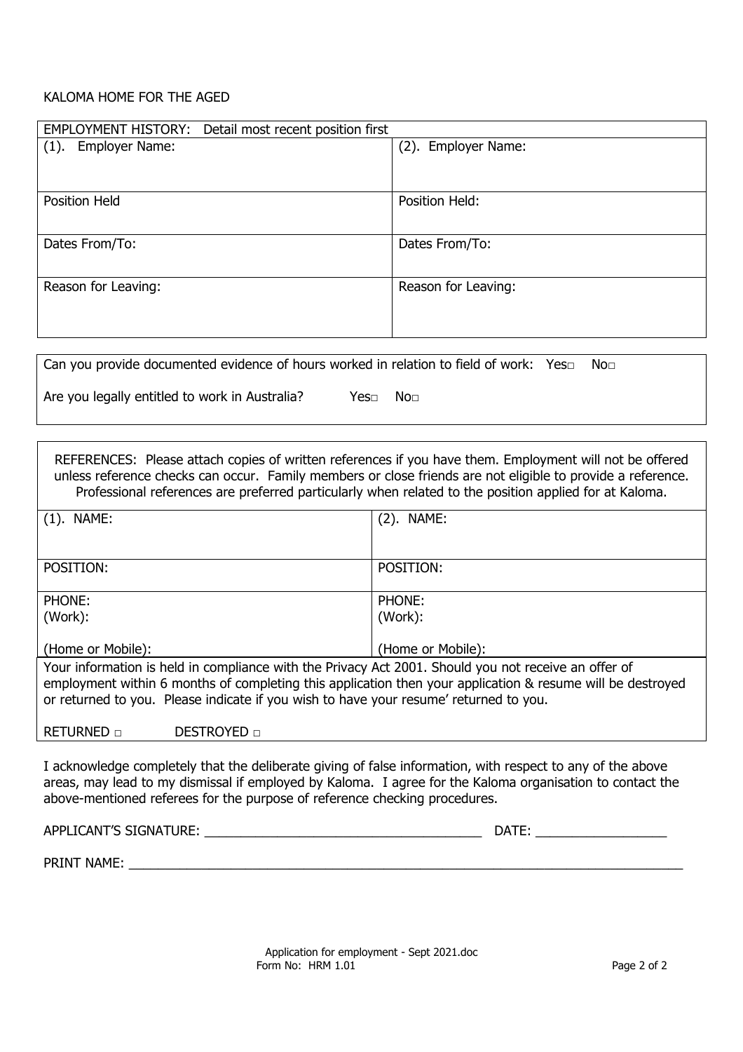KALOMA HOME FOR THE AGED

| EMPLOYMENT HISTORY: Detail most recent position first | |
|---|---|
| (1). Employer Name: | (2). Employer Name: |
| Position Held | Position Held: |
| Dates From/To: | Dates From/To: |
| Reason for Leaving: | Reason for Leaving: |

Can you provide documented evidence of hours worked in relation to field of work: Yes□ No□

Are you legally entitled to work in Australia? Yes□ No□

REFERENCES: Please attach copies of written references if you have them. Employment will not be offered unless reference checks can occur. Family members or close friends are not eligible to provide a reference. Professional references are preferred particularly when related to the position applied for at Kaloma.

| (1). NAME: | (2). NAME: |
|---|---|
| POSITION: | POSITION: |
| PHONE:<br>(Work):<br><br>(Home or Mobile): | PHONE:<br>(Work):<br><br>(Home or Mobile): |

Your information is held in compliance with the Privacy Act 2001. Should you not receive an offer of employment within 6 months of completing this application then your application & resume will be destroyed or returned to you. Please indicate if you wish to have your resume' returned to you.

RETURNED □ DESTROYED □

I acknowledge completely that the deliberate giving of false information, with respect to any of the above areas, may lead to my dismissal if employed by Kaloma. I agree for the Kaloma organisation to contact the above-mentioned referees for the purpose of reference checking procedures.

APPLICANT'S SIGNATURE: ________________________________________ DATE: __________________

PRINT NAME: ________________________________________________________________________________

Application for employment - Sept 2021.doc
Form No: HRM 1.01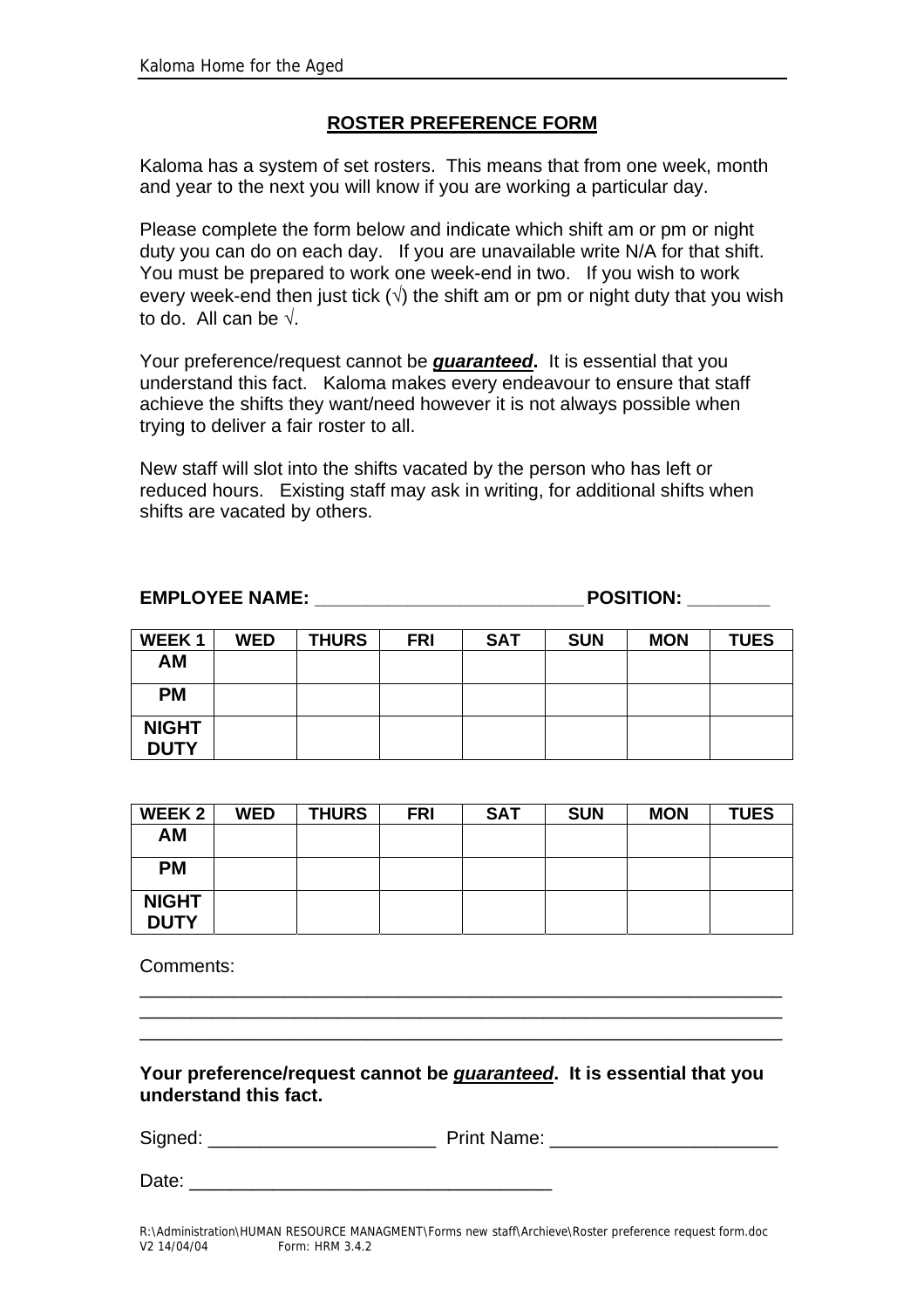# ROSTER PREFERENCE FORM

Kaloma has a system of set rosters. This means that from one week, month and year to the next you will know if you are working a particular day.

Please complete the form below and indicate which shift am or pm or night duty you can do on each day. If you are unavailable write N/A for that shift. You must be prepared to work one week-end in two. If you wish to work every week-end then just tick (√) the shift am or pm or night duty that you wish to do. All can be √.

Your preference/request cannot be ***guaranteed*****.** It is essential that you understand this fact. Kaloma makes every endeavour to ensure that staff achieve the shifts they want/need however it is not always possible when trying to deliver a fair roster to all.

New staff will slot into the shifts vacated by the person who has left or reduced hours. Existing staff may ask in writing, for additional shifts when shifts are vacated by others.

**EMPLOYEE NAME: _________________________ POSITION: _______**

| WEEK 1 | WED | THURS | FRI | SAT | SUN | MON | TUES |
|---|---|---|---|---|---|---|---|
| AM | | | | | | | |
| PM | | | | | | | |
| NIGHT DUTY | | | | | | | |

| WEEK 2 | WED | THURS | FRI | SAT | SUN | MON | TUES |
|---|---|---|---|---|---|---|---|
| AM | | | | | | | |
| PM | | | | | | | |
| NIGHT DUTY | | | | | | | |

Comments:
_______________________________________________________________
_______________________________________________________________
_______________________________________________________________

**Your preference/request cannot be *guaranteed*. It is essential that you understand this fact.**

Signed: ______________________ Print Name: ______________________

Date: ___________________________________

R:\Administration\HUMAN RESOURCE MANAGMENT\Forms new staff\Archieve\Roster preference request form.doc
V2 14/04/04 Form: HRM 3.4.2